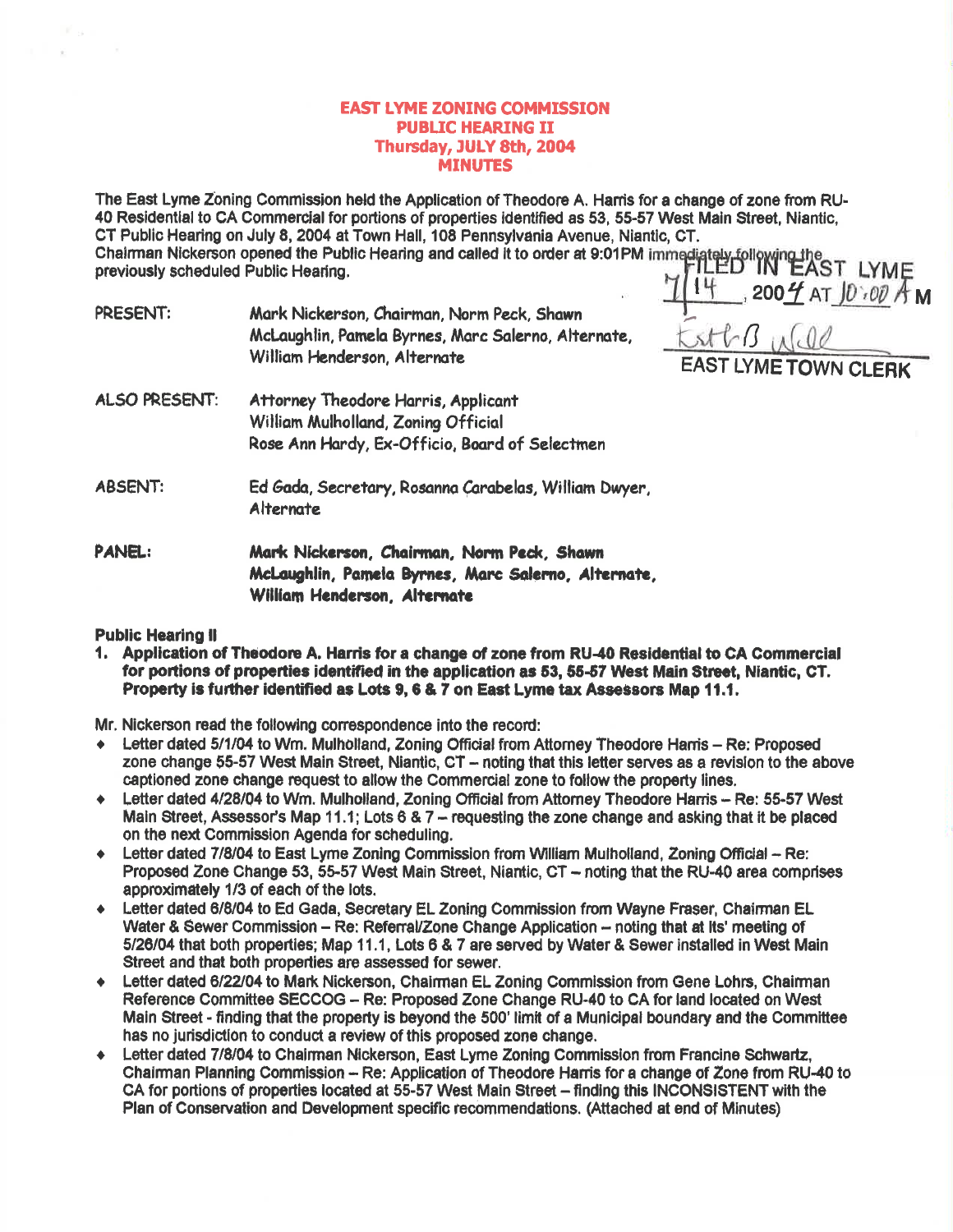# EAST LYME ZONING COMMISSION
## PUBLIC HEARING II
### Thursday, JULY 8th, 2004
### MINUTES

The East Lyme Zoning Commission held the Application of Theodore A. Harris for a change of zone from RU-40 Residential to CA Commercial for portions of properties identified as 53, 55-57 West Main Street, Niantic, CT Public Hearing on July 8, 2004 at Town Hall, 108 Pennsylvania Avenue, Niantic, CT.
Chairman Nickerson opened the Public Hearing and called it to order at 9:01PM immediately following the previously scheduled Public Hearing.

FILED IN EAST LYME
7/14, 2004 AT 10:00 AM
EAST LYME TOWN CLERK

PRESENT: Mark Nickerson, Chairman, Norm Peck, Shawn McLaughlin, Pamela Byrnes, Marc Salerno, Alternate, William Henderson, Alternate

ALSO PRESENT: Attorney Theodore Harris, Applicant
William Mulholland, Zoning Official
Rose Ann Hardy, Ex-Officio, Board of Selectmen

ABSENT: Ed Gada, Secretary, Rosanna Carabelas, William Dwyer, Alternate

**PANEL: Mark Nickerson, Chairman, Norm Peck, Shawn McLaughlin, Pamela Byrnes, Marc Salerno, Alternate, William Henderson, Alternate**

**Public Hearing II**

1. **Application of Theodore A. Harris for a change of zone from RU-40 Residential to CA Commercial for portions of properties identified in the application as 53, 55-57 West Main Street, Niantic, CT. Property is further identified as Lots 9, 6 & 7 on East Lyme tax Assessors Map 11.1.**

Mr. Nickerson read the following correspondence into the record:

- Letter dated 5/1/04 to Wm. Mulholland, Zoning Official from Attorney Theodore Harris – Re: Proposed zone change 55-57 West Main Street, Niantic, CT – noting that this letter serves as a revision to the above captioned zone change request to allow the Commercial zone to follow the property lines.
- Letter dated 4/28/04 to Wm. Mulholland, Zoning Official from Attorney Theodore Harris – Re: 55-57 West Main Street, Assessor's Map 11.1; Lots 6 & 7 – requesting the zone change and asking that it be placed on the next Commission Agenda for scheduling.
- Letter dated 7/8/04 to East Lyme Zoning Commission from William Mulholland, Zoning Official – Re: Proposed Zone Change 53, 55-57 West Main Street, Niantic, CT – noting that the RU-40 area comprises approximately 1/3 of each of the lots.
- Letter dated 6/8/04 to Ed Gada, Secretary EL Zoning Commission from Wayne Fraser, Chairman EL Water & Sewer Commission – Re: Referral/Zone Change Application – noting that at its' meeting of 5/26/04 that both properties; Map 11.1, Lots 6 & 7 are served by Water & Sewer installed in West Main Street and that both properties are assessed for sewer.
- Letter dated 6/22/04 to Mark Nickerson, Chairman EL Zoning Commission from Gene Lohrs, Chairman Reference Committee SECCOG – Re: Proposed Zone Change RU-40 to CA for land located on West Main Street - finding that the property is beyond the 500' limit of a Municipal boundary and the Committee has no jurisdiction to conduct a review of this proposed zone change.
- Letter dated 7/8/04 to Chairman Nickerson, East Lyme Zoning Commission from Francine Schwartz, Chairman Planning Commission – Re: Application of Theodore Harris for a change of Zone from RU-40 to CA for portions of properties located at 55-57 West Main Street – finding this INCONSISTENT with the Plan of Conservation and Development specific recommendations. (Attached at end of Minutes)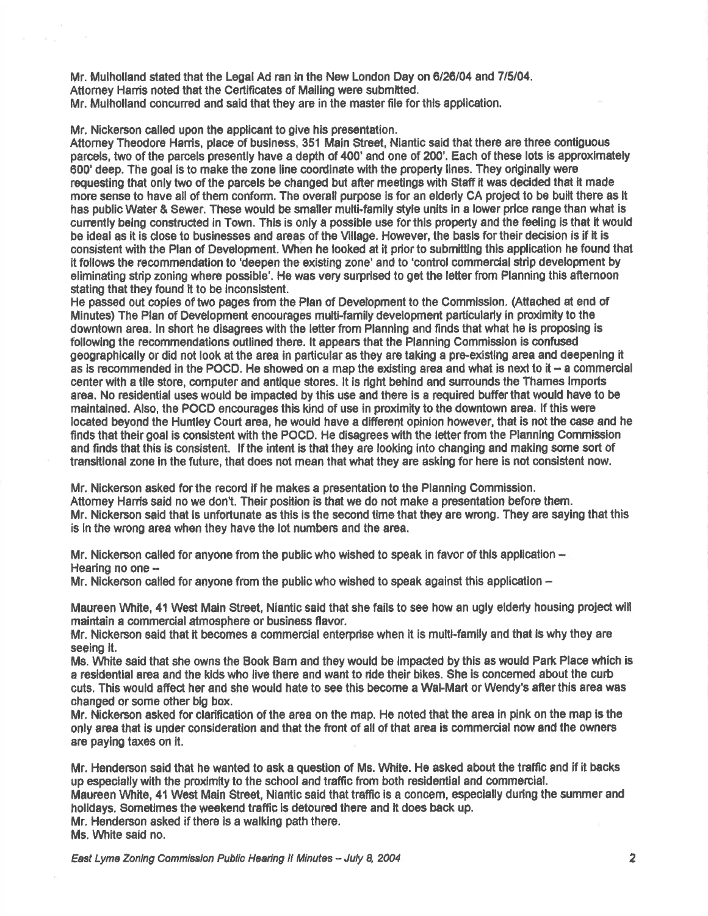Mr. Mulholland stated that the Legal Ad ran in the New London Day on 6/26/04 and 7/5/04.
Attorney Harris noted that the Certificates of Mailing were submitted.
Mr. Mulholland concurred and said that they are in the master file for this application.

Mr. Nickerson called upon the applicant to give his presentation.
Attorney Theodore Harris, place of business, 351 Main Street, Niantic said that there are three contiguous parcels, two of the parcels presently have a depth of 400' and one of 200'. Each of these lots is approximately 600' deep. The goal is to make the zone line coordinate with the property lines. They originally were requesting that only two of the parcels be changed but after meetings with Staff it was decided that it made more sense to have all of them conform. The overall purpose is for an elderly CA project to be built there as it has public Water & Sewer. These would be smaller multi-family style units in a lower price range than what is currently being constructed in Town. This is only a possible use for this property and the feeling is that it would be ideal as it is close to businesses and areas of the Village. However, the basis for their decision is if it is consistent with the Plan of Development. When he looked at it prior to submitting this application he found that it follows the recommendation to 'deepen the existing zone' and to 'control commercial strip development by eliminating strip zoning where possible'. He was very surprised to get the letter from Planning this afternoon stating that they found it to be inconsistent.
He passed out copies of two pages from the Plan of Development to the Commission. (Attached at end of Minutes) The Plan of Development encourages multi-family development particularly in proximity to the downtown area. In short he disagrees with the letter from Planning and finds that what he is proposing is following the recommendations outlined there. It appears that the Planning Commission is confused geographically or did not look at the area in particular as they are taking a pre-existing area and deepening it as is recommended in the POCD. He showed on a map the existing area and what is next to it – a commercial center with a tile store, computer and antique stores. It is right behind and surrounds the Thames Imports area. No residential uses would be impacted by this use and there is a required buffer that would have to be maintained. Also, the POCD encourages this kind of use in proximity to the downtown area. If this were located beyond the Huntley Court area, he would have a different opinion however, that is not the case and he finds that their goal is consistent with the POCD. He disagrees with the letter from the Planning Commission and finds that this is consistent. If the intent is that they are looking into changing and making some sort of transitional zone in the future, that does not mean that what they are asking for here is not consistent now.

Mr. Nickerson asked for the record if he makes a presentation to the Planning Commission.
Attorney Harris said no we don't. Their position is that we do not make a presentation before them.
Mr. Nickerson said that is unfortunate as this is the second time that they are wrong. They are saying that this is in the wrong area when they have the lot numbers and the area.

Mr. Nickerson called for anyone from the public who wished to speak in favor of this application –
Hearing no one –
Mr. Nickerson called for anyone from the public who wished to speak against this application –

Maureen White, 41 West Main Street, Niantic said that she fails to see how an ugly elderly housing project will maintain a commercial atmosphere or business flavor.
Mr. Nickerson said that it becomes a commercial enterprise when it is multi-family and that is why they are seeing it.
Ms. White said that she owns the Book Barn and they would be impacted by this as would Park Place which is a residential area and the kids who live there and want to ride their bikes. She is concerned about the curb cuts. This would affect her and she would hate to see this become a Wal-Mart or Wendy's after this area was changed or some other big box.
Mr. Nickerson asked for clarification of the area on the map. He noted that the area in pink on the map is the only area that is under consideration and that the front of all of that area is commercial now and the owners are paying taxes on it.

Mr. Henderson said that he wanted to ask a question of Ms. White. He asked about the traffic and if it backs up especially with the proximity to the school and traffic from both residential and commercial.
Maureen White, 41 West Main Street, Niantic said that traffic is a concern, especially during the summer and holidays. Sometimes the weekend traffic is detoured there and it does back up.
Mr. Henderson asked if there is a walking path there.
Ms. White said no.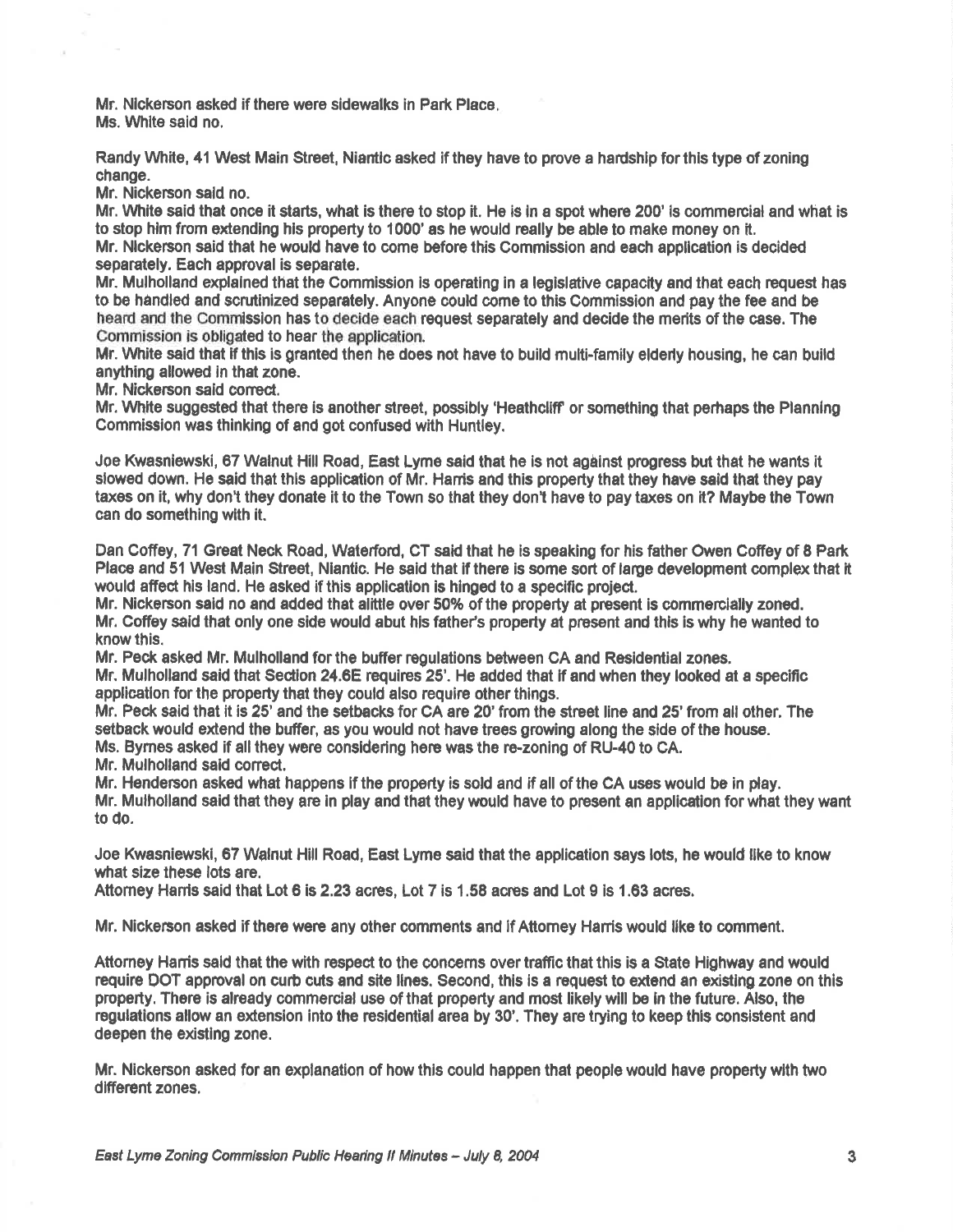Mr. Nickerson asked if there were sidewalks in Park Place.
Ms. White said no.

Randy White, 41 West Main Street, Niantic asked if they have to prove a hardship for this type of zoning change.
Mr. Nickerson said no.
Mr. White said that once it starts, what is there to stop it. He is in a spot where 200' is commercial and what is to stop him from extending his property to 1000' as he would really be able to make money on it.
Mr. Nickerson said that he would have to come before this Commission and each application is decided separately. Each approval is separate.
Mr. Mulholland explained that the Commission is operating in a legislative capacity and that each request has to be handled and scrutinized separately. Anyone could come to this Commission and pay the fee and be heard and the Commission has to decide each request separately and decide the merits of the case. The Commission is obligated to hear the application.
Mr. White said that if this is granted then he does not have to build multi-family elderly housing, he can build anything allowed in that zone.
Mr. Nickerson said correct.
Mr. White suggested that there is another street, possibly 'Heathcliff' or something that perhaps the Planning Commission was thinking of and got confused with Huntley.

Joe Kwasniewski, 67 Walnut Hill Road, East Lyme said that he is not against progress but that he wants it slowed down. He said that this application of Mr. Harris and this property that they have said that they pay taxes on it, why don't they donate it to the Town so that they don't have to pay taxes on it? Maybe the Town can do something with it.

Dan Coffey, 71 Great Neck Road, Waterford, CT said that he is speaking for his father Owen Coffey of 8 Park Place and 51 West Main Street, Niantic. He said that if there is some sort of large development complex that it would affect his land. He asked if this application is hinged to a specific project.
Mr. Nickerson said no and added that alittle over 50% of the property at present is commercially zoned.
Mr. Coffey said that only one side would abut his father's property at present and this is why he wanted to know this.
Mr. Peck asked Mr. Mulholland for the buffer regulations between CA and Residential zones.
Mr. Mulholland said that Section 24.6E requires 25'. He added that if and when they looked at a specific application for the property that they could also require other things.
Mr. Peck said that it is 25' and the setbacks for CA are 20' from the street line and 25' from all other. The setback would extend the buffer, as you would not have trees growing along the side of the house.
Ms. Byrnes asked if all they were considering here was the re-zoning of RU-40 to CA.
Mr. Mulholland said correct.
Mr. Henderson asked what happens if the property is sold and if all of the CA uses would be in play.
Mr. Mulholland said that they are in play and that they would have to present an application for what they want to do.

Joe Kwasniewski, 67 Walnut Hill Road, East Lyme said that the application says lots, he would like to know what size these lots are.
Attorney Harris said that Lot 6 is 2.23 acres, Lot 7 is 1.58 acres and Lot 9 is 1.63 acres.

Mr. Nickerson asked if there were any other comments and if Attorney Harris would like to comment.

Attorney Harris said that the with respect to the concerns over traffic that this is a State Highway and would require DOT approval on curb cuts and site lines. Second, this is a request to extend an existing zone on this property. There is already commercial use of that property and most likely will be in the future. Also, the regulations allow an extension into the residential area by 30'. They are trying to keep this consistent and deepen the existing zone.

Mr. Nickerson asked for an explanation of how this could happen that people would have property with two different zones.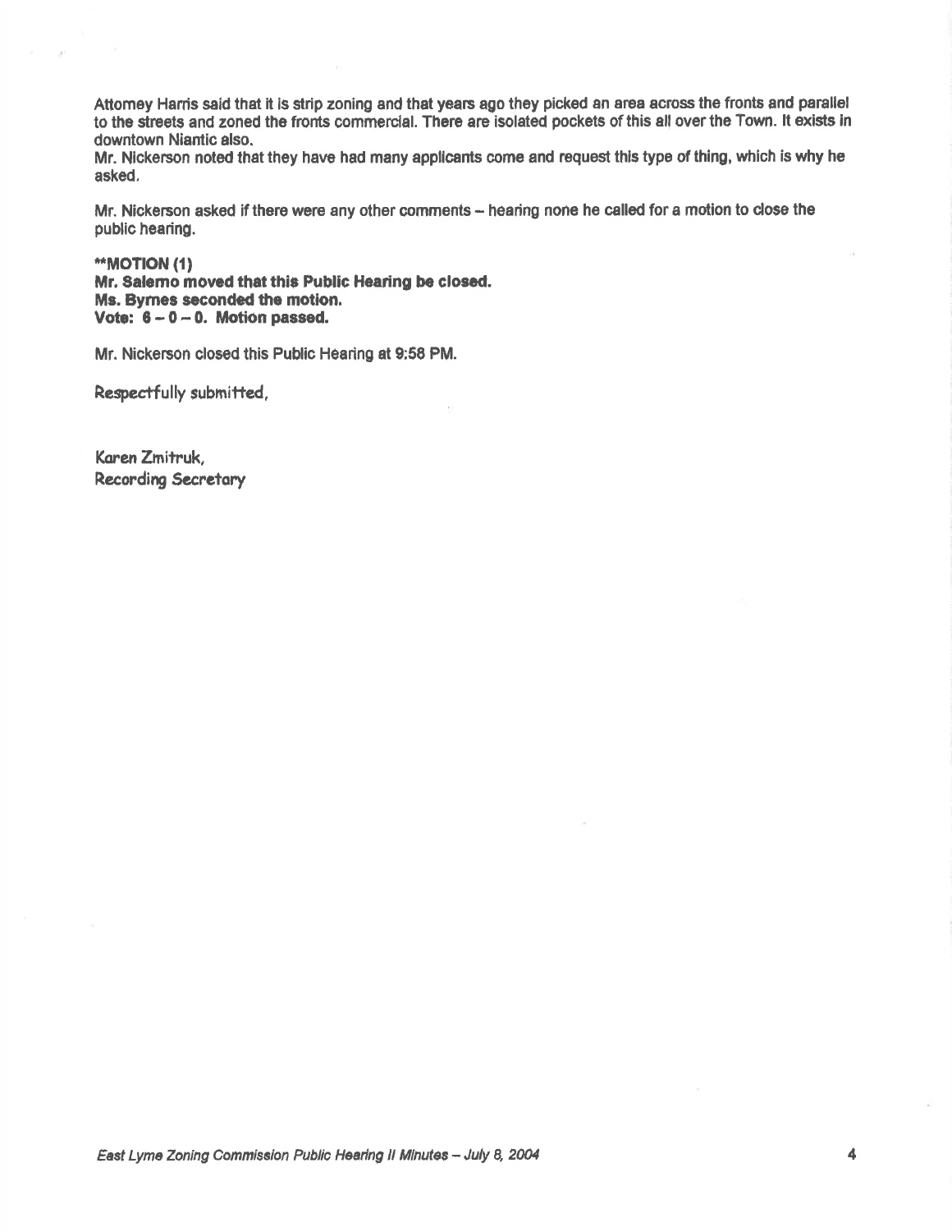Attorney Harris said that it is strip zoning and that years ago they picked an area across the fronts and parallel to the streets and zoned the fronts commercial. There are isolated pockets of this all over the Town. It exists in downtown Niantic also.
Mr. Nickerson noted that they have had many applicants come and request this type of thing, which is why he asked.

Mr. Nickerson asked if there were any other comments – hearing none he called for a motion to close the public hearing.

****MOTION (1)**
**Mr. Salerno moved that this Public Hearing be closed.**
**Ms. Byrnes seconded the motion.**
**Vote: 6 – 0 – 0. Motion passed.**

Mr. Nickerson closed this Public Hearing at 9:58 PM.

Respectfully submitted,

Karen Zmitruk,
Recording Secretary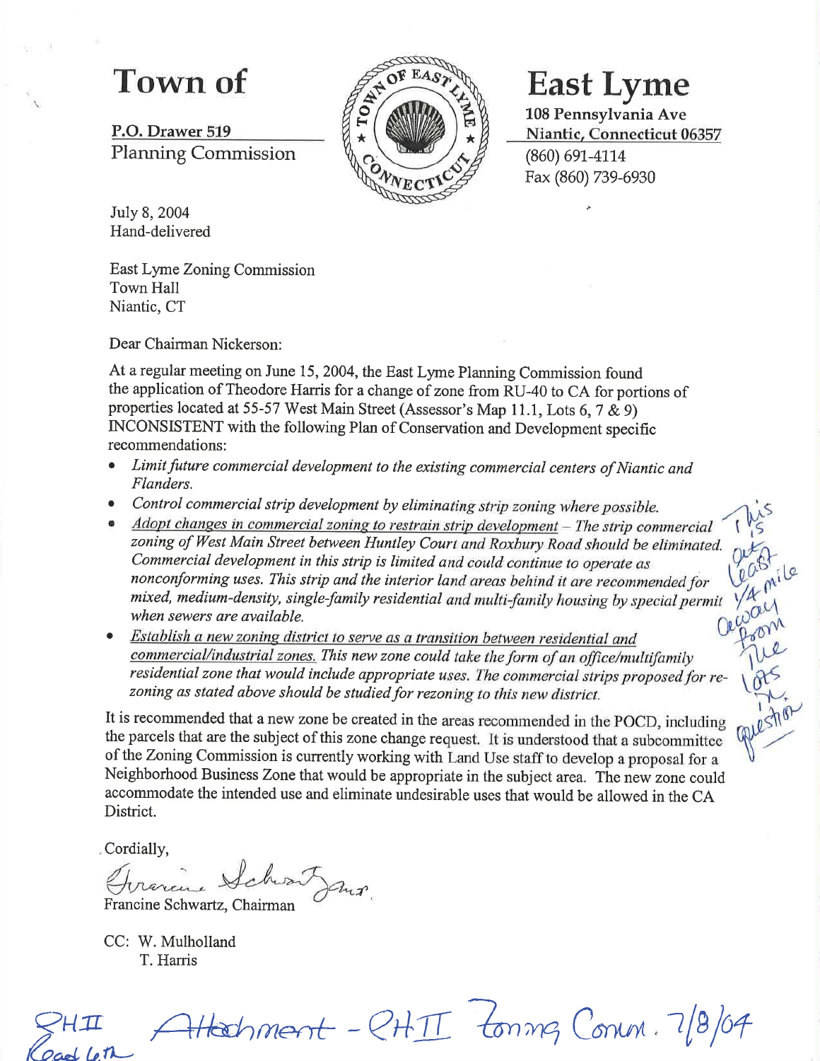# Town of East Lyme

P.O. Drawer 519
Planning Commission

108 Pennsylvania Ave
Niantic, Connecticut 06357
(860) 691-4114
Fax (860) 739-6930

July 8, 2004
Hand-delivered

East Lyme Zoning Commission
Town Hall
Niantic, CT

Dear Chairman Nickerson:

At a regular meeting on June 15, 2004, the East Lyme Planning Commission found the application of Theodore Harris for a change of zone from RU-40 to CA for portions of properties located at 55-57 West Main Street (Assessor's Map 11.1, Lots 6, 7 & 9) INCONSISTENT with the following Plan of Conservation and Development specific recommendations:

- *Limit future commercial development to the existing commercial centers of Niantic and Flanders.*
- *Control commercial strip development by eliminating strip zoning where possible.*
- *Adopt changes in commercial zoning to restrain strip development – The strip commercial zoning of West Main Street between Huntley Court and Roxbury Road should be eliminated. Commercial development in this strip is limited and could continue to operate as nonconforming uses. This strip and the interior land areas behind it are recommended for mixed, medium-density, single-family residential and multi-family housing by special permit when sewers are available.*
- *Establish a new zoning district to serve as a transition between residential and commercial/industrial zones. This new zone could take the form of an office/multifamily residential zone that would include appropriate uses. The commercial strips proposed for re-zoning as stated above should be studied for rezoning to this new district.*

This is at least 1/4 mile away from the lots in question

It is recommended that a new zone be created in the areas recommended in the POCD, including the parcels that are the subject of this zone change request. It is understood that a subcommittee of the Zoning Commission is currently working with Land Use staff to develop a proposal for a Neighborhood Business Zone that would be appropriate in the subject area. The new zone could accommodate the intended use and eliminate undesirable uses that would be allowed in the CA District.

Cordially,

Francine Schwartz

Francine Schwartz, Chairman

CC: W. Mulholland
T. Harris

PH II Attachment - PH II Zoning Comm. 7/8/04

Road 6th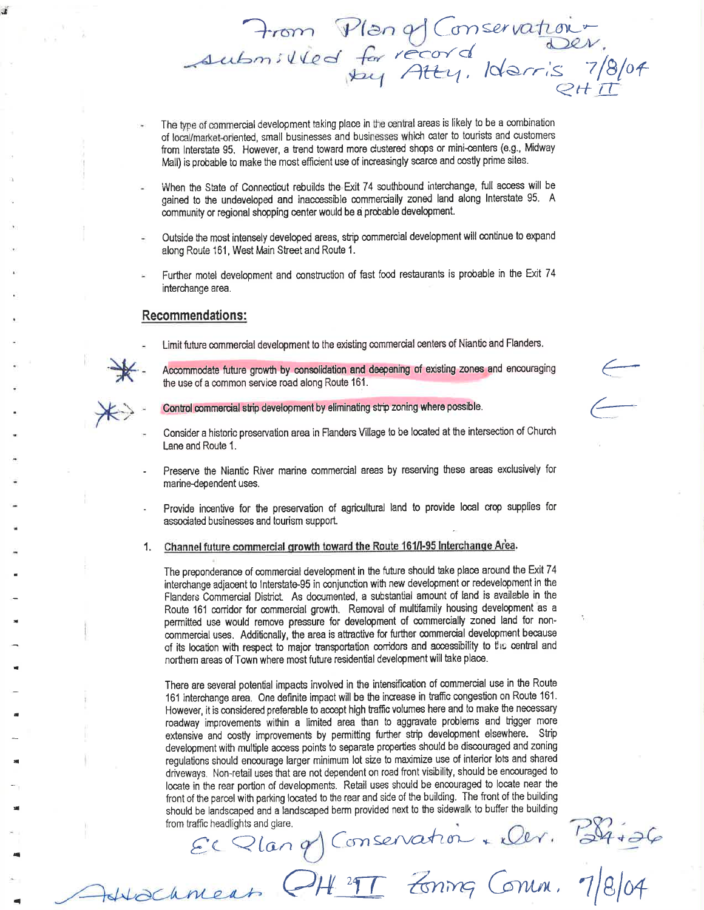From Plan of Conservation + Dev. submitted for record by Atty. Harris 7/8/04 PH II

- The type of commercial development taking place in the central areas is likely to be a combination of local/market-oriented, small businesses and businesses which cater to tourists and customers from Interstate 95. However, a trend toward more clustered shops or mini-centers (e.g., Midway Mall) is probable to make the most efficient use of increasingly scarce and costly prime sites.

- When the State of Connecticut rebuilds the Exit 74 southbound interchange, full access will be gained to the undeveloped and inaccessible commercially zoned land along Interstate 95. A community or regional shopping center would be a probable development.

- Outside the most intensely developed areas, strip commercial development will continue to expand along Route 161, West Main Street and Route 1.

- Further motel development and construction of fast food restaurants is probable in the Exit 74 interchange area.

## Recommendations:

- Limit future commercial development to the existing commercial centers of Niantic and Flanders.

- Accommodate future growth by consolidation and deepening of existing zones and encouraging the use of a common service road along Route 161.

- Control commercial strip development by eliminating strip zoning where possible.

- Consider a historic preservation area in Flanders Village to be located at the intersection of Church Lane and Route 1.

- Preserve the Niantic River marine commercial areas by reserving these areas exclusively for marine-dependent uses.

- Provide incentive for the preservation of agricultural land to provide local crop supplies for associated businesses and tourism support.

1. **Channel future commercial growth toward the Route 161/I-95 Interchange Area.**

   The preponderance of commercial development in the future should take place around the Exit 74 interchange adjacent to Interstate-95 in conjunction with new development or redevelopment in the Flanders Commercial District. As documented, a substantial amount of land is available in the Route 161 corridor for commercial growth. Removal of multifamily housing development as a permitted use would remove pressure for development of commercially zoned land for non-commercial uses. Additionally, the area is attractive for further commercial development because of its location with respect to major transportation corridors and accessibility to the central and northern areas of Town where most future residential development will take place.

   There are several potential impacts involved in the intensification of commercial use in the Route 161 interchange area. One definite impact will be the increase in traffic congestion on Route 161. However, it is considered preferable to accept high traffic volumes here and to make the necessary roadway improvements within a limited area than to aggravate problems and trigger more extensive and costly improvements by permitting further strip development elsewhere. Strip development with multiple access points to separate properties should be discouraged and zoning regulations should encourage larger minimum lot size to maximize use of interior lots and shared driveways. Non-retail uses that are not dependent on road front visibility, should be encouraged to locate in the rear portion of developments. Retail uses should be encouraged to locate near the front of the parcel with parking located to the rear and side of the building. The front of the building should be landscaped and a landscaped berm provided next to the sidewalk to buffer the building from traffic headlights and glare.

EL Plan of Conservation + Dev. P24+26

Attachment PH II Zoning Comm. 7/8/04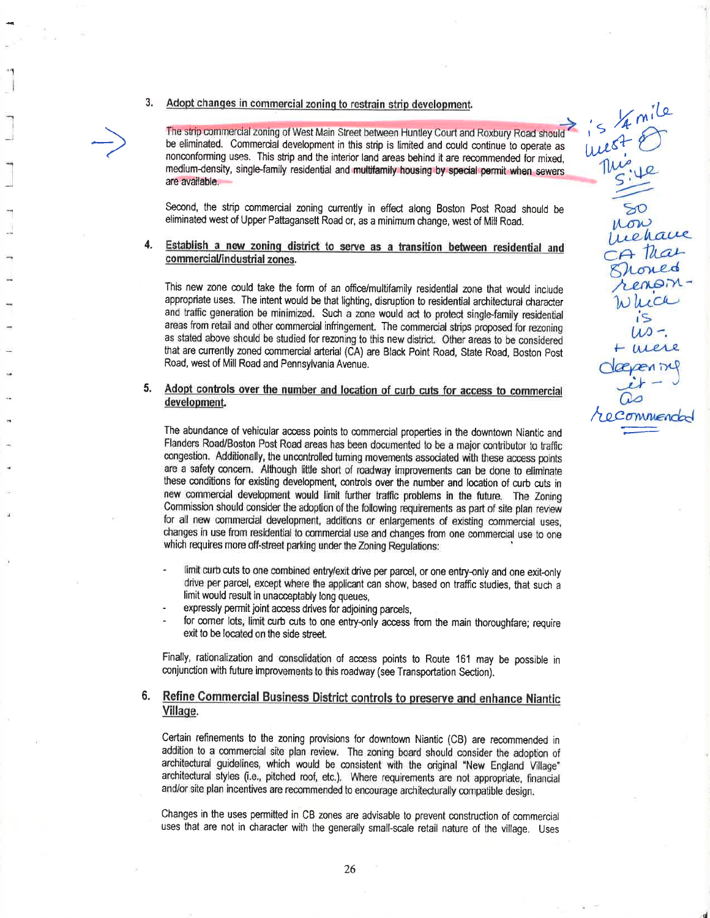3. <u>Adopt changes in commercial zoning to restrain strip development.</u>

   The strip commercial zoning of West Main Street between Huntley Court and Roxbury Road should be eliminated. Commercial development in this strip is limited and could continue to operate as nonconforming uses. This strip and the interior land areas behind it are recommended for mixed, medium-density, single-family residential and multifamily housing by special permit when sewers are available.

   Second, the strip commercial zoning currently in effect along Boston Post Road should be eliminated west of Upper Pattagansett Road or, as a minimum change, west of Mill Road.

   is 1/4 mile west of This site — So now we have CA that showed rezon- which is us -. + were deepening it - as recommended

4. <u>Establish a new zoning district to serve as a transition between residential and commercial/industrial zones.</u>

   This new zone could take the form of an office/multifamily residential zone that would include appropriate uses. The intent would be that lighting, disruption to residential architectural character and traffic generation be minimized. Such a zone would act to protect single-family residential areas from retail and other commercial infringement. The commercial strips proposed for rezoning as stated above should be studied for rezoning to this new district. Other areas to be considered that are currently zoned commercial arterial (CA) are Black Point Road, State Road, Boston Post Road, west of Mill Road and Pennsylvania Avenue.

5. <u>Adopt controls over the number and location of curb cuts for access to commercial development.</u>

   The abundance of vehicular access points to commercial properties in the downtown Niantic and Flanders Road/Boston Post Road areas has been documented to be a major contributor to traffic congestion. Additionally, the uncontrolled turning movements associated with these access points are a safety concern. Although little short of roadway improvements can be done to eliminate these conditions for existing development, controls over the number and location of curb cuts in new commercial development would limit further traffic problems in the future. The Zoning Commission should consider the adoption of the following requirements as part of site plan review for all new commercial development, additions or enlargements of existing commercial uses, changes in use from residential to commercial use and changes from one commercial use to one which requires more off-street parking under the Zoning Regulations:

   - limit curb cuts to one combined entry/exit drive per parcel, or one entry-only and one exit-only drive per parcel, except where the applicant can show, based on traffic studies, that such a limit would result in unacceptably long queues,
   - expressly permit joint access drives for adjoining parcels,
   - for corner lots, limit curb cuts to one entry-only access from the main thoroughfare; require exit to be located on the side street.

   Finally, rationalization and consolidation of access points to Route 161 may be possible in conjunction with future improvements to this roadway (see Transportation Section).

6. <u>Refine Commercial Business District controls to preserve and enhance Niantic Village.</u>

   Certain refinements to the zoning provisions for downtown Niantic (CB) are recommended in addition to a commercial site plan review. The zoning board should consider the adoption of architectural guidelines, which would be consistent with the original "New England Village" architectural styles (i.e., pitched roof, etc.). Where requirements are not appropriate, financial and/or site plan incentives are recommended to encourage architecturally compatible design.

   Changes in the uses permitted in CB zones are advisable to prevent construction of commercial uses that are not in character with the generally small-scale retail nature of the village. Uses